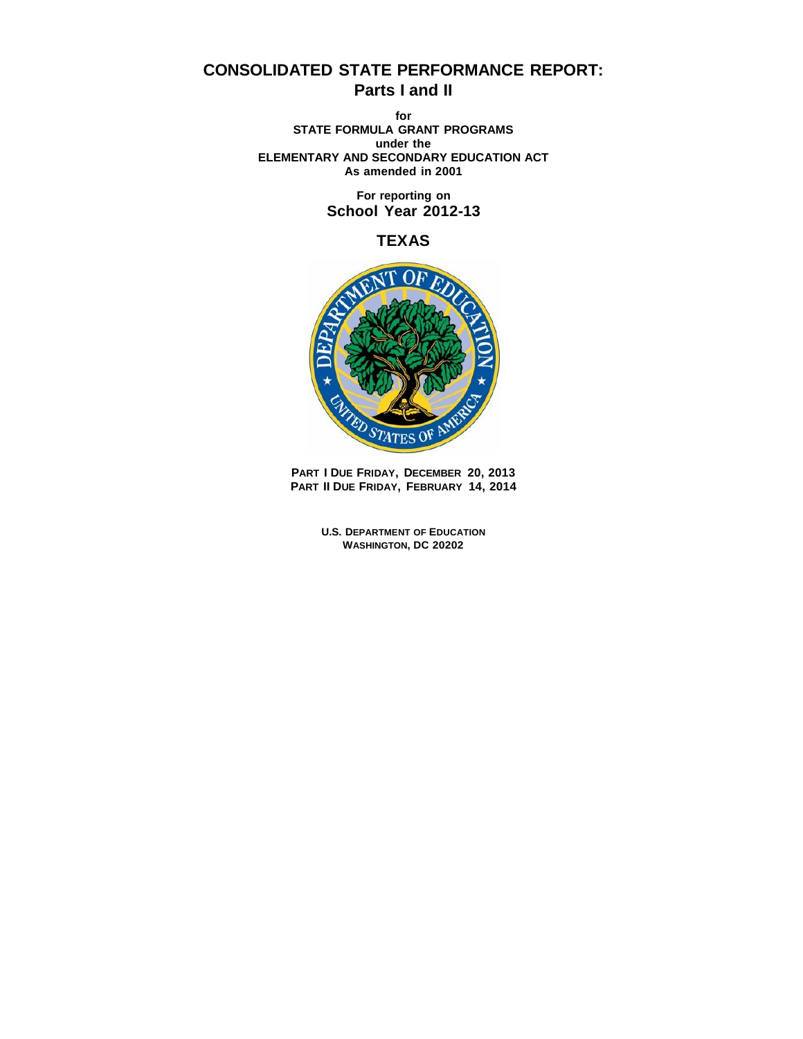# CONSOLIDATED STATE PERFORMANCE REPORT:
## Parts I and II

**for**
**STATE FORMULA GRANT PROGRAMS**
**under the**
**ELEMENTARY AND SECONDARY EDUCATION ACT**
**As amended in 2001**

**For reporting on**
**School Year 2012-13**

## TEXAS

**PART I DUE FRIDAY, DECEMBER 20, 2013**
**PART II DUE FRIDAY, FEBRUARY 14, 2014**

**U.S. DEPARTMENT OF EDUCATION**
**WASHINGTON, DC 20202**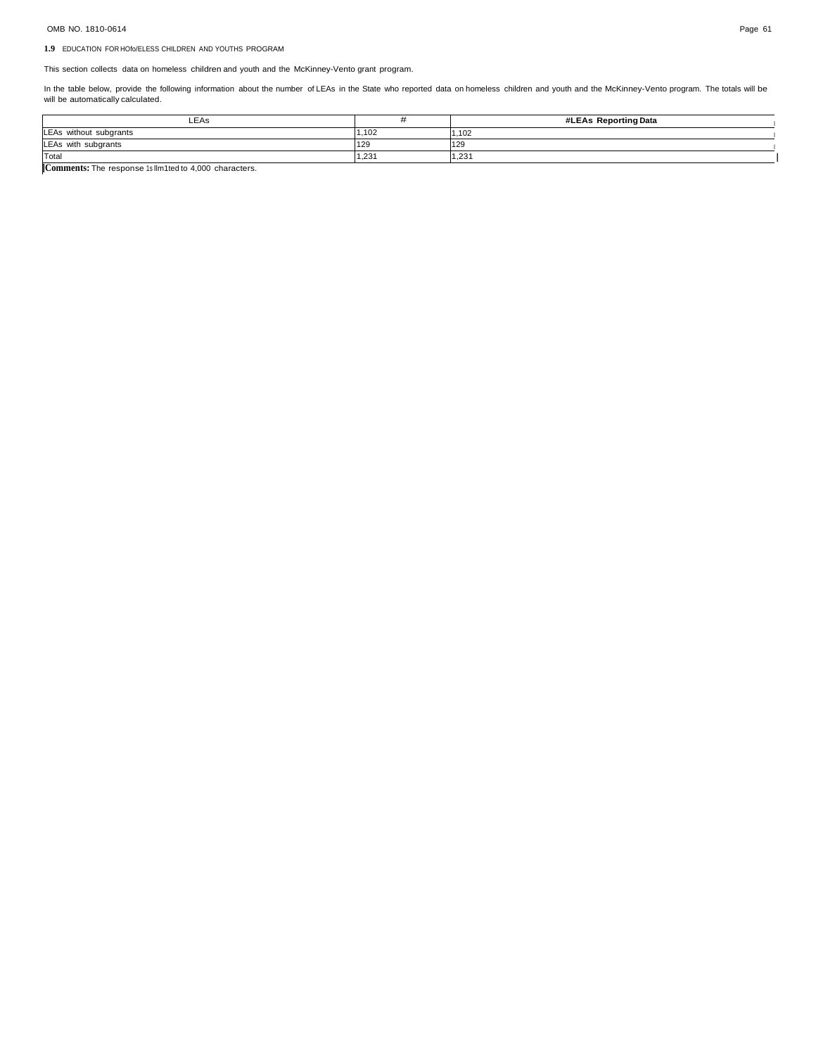## 1.9 EDUCATION FOR HOfo/ELESS CHILDREN AND YOUTHS PROGRAM

This section collects data on homeless children and youth and the McKinney-Vento grant program.

In the table below, provide the following information about the number of LEAs in the State who reported data on homeless children and youth and the McKinney-Vento program. The totals will be will be automatically calculated.

| LEAs | # | #LEAs Reporting Data |
|---|---|---|
| LEAs without subgrants | 1,102 | 1,102 |
| LEAs with subgrants | 129 | 129 |
| Total | 1,231 | 1,231 |

**Comments:** The response 1s llm1ted to 4,000 characters.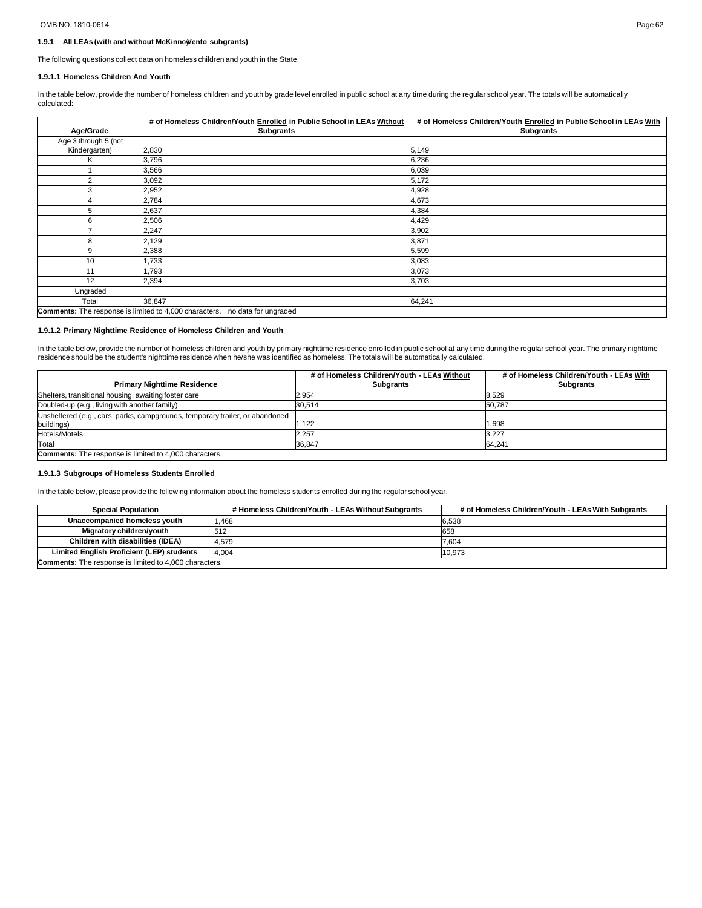### 1.9.1 All LEAs (with and without McKinney-Vento subgrants)

The following questions collect data on homeless children and youth in the State.

#### 1.9.1.1 Homeless Children And Youth

In the table below, provide the number of homeless children and youth by grade level enrolled in public school at any time during the regular school year. The totals will be automatically calculated:

| Age/Grade | # of Homeless Children/Youth Enrolled in Public School in LEAs Without Subgrants | # of Homeless Children/Youth Enrolled in Public School in LEAs With Subgrants |
|---|---|---|
| Age 3 through 5 (not Kindergarten) | 2,830 | 5,149 |
| K | 3,796 | 6,236 |
| 1 | 3,566 | 6,039 |
| 2 | 3,092 | 5,172 |
| 3 | 2,952 | 4,928 |
| 4 | 2,784 | 4,673 |
| 5 | 2,637 | 4,384 |
| 6 | 2,506 | 4,429 |
| 7 | 2,247 | 3,902 |
| 8 | 2,129 | 3,871 |
| 9 | 2,388 | 5,599 |
| 10 | 1,733 | 3,083 |
| 11 | 1,793 | 3,073 |
| 12 | 2,394 | 3,703 |
| Ungraded | | |
| Total | 36,847 | 64,241 |

**Comments:** The response is limited to 4,000 characters. no data for ungraded

#### 1.9.1.2 Primary Nighttime Residence of Homeless Children and Youth

In the table below, provide the number of homeless children and youth by primary nighttime residence enrolled in public school at any time during the regular school year. The primary nighttime residence should be the student's nighttime residence when he/she was identified as homeless. The totals will be automatically calculated.

| Primary Nighttime Residence | # of Homeless Children/Youth - LEAs Without Subgrants | # of Homeless Children/Youth - LEAs With Subgrants |
|---|---|---|
| Shelters, transitional housing, awaiting foster care | 2,954 | 8,529 |
| Doubled-up (e.g., living with another family) | 30,514 | 50,787 |
| Unsheltered (e.g., cars, parks, campgrounds, temporary trailer, or abandoned buildings) | 1,122 | 1,698 |
| Hotels/Motels | 2,257 | 3,227 |
| Total | 36,847 | 64,241 |

**Comments:** The response is limited to 4,000 characters.

#### 1.9.1.3 Subgroups of Homeless Students Enrolled

In the table below, please provide the following information about the homeless students enrolled during the regular school year.

| Special Population | # Homeless Children/Youth - LEAs Without Subgrants | # of Homeless Children/Youth - LEAs With Subgrants |
|---|---|---|
| Unaccompanied homeless youth | 1,468 | 6,538 |
| Migratory children/youth | 512 | 658 |
| Children with disabilities (IDEA) | 4,579 | 7,604 |
| Limited English Proficient (LEP) students | 4,004 | 10,973 |

**Comments:** The response is limited to 4,000 characters.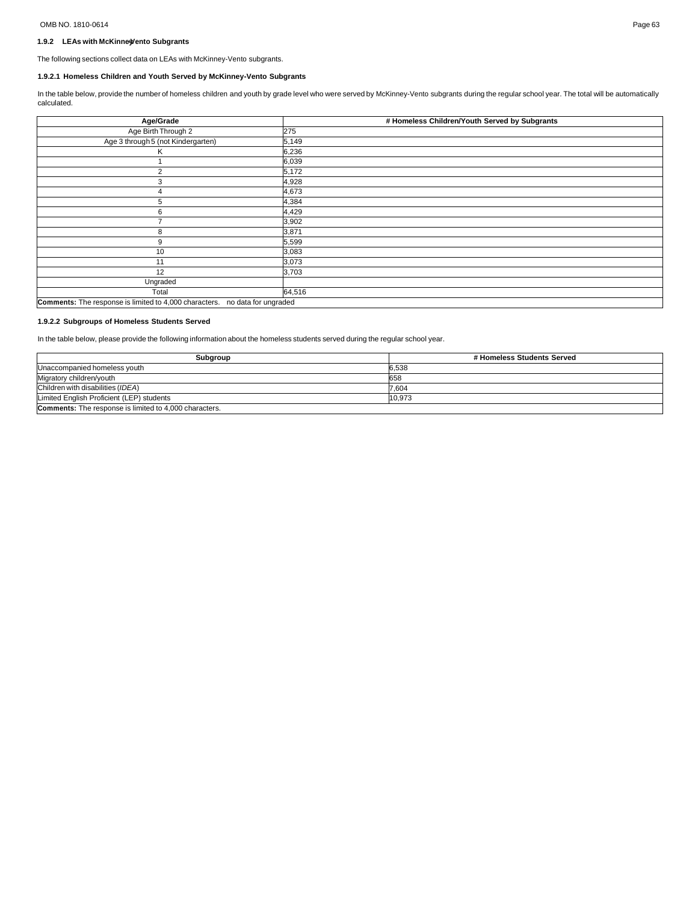### 1.9.2 LEAs with McKinney-Vento Subgrants

The following sections collect data on LEAs with McKinney-Vento subgrants.

#### 1.9.2.1 Homeless Children and Youth Served by McKinney-Vento Subgrants

In the table below, provide the number of homeless children and youth by grade level who were served by McKinney-Vento subgrants during the regular school year. The total will be automatically calculated.

| Age/Grade | # Homeless Children/Youth Served by Subgrants |
|---|---|
| Age Birth Through 2 | 275 |
| Age 3 through 5 (not Kindergarten) | 5,149 |
| K | 6,236 |
| 1 | 6,039 |
| 2 | 5,172 |
| 3 | 4,928 |
| 4 | 4,673 |
| 5 | 4,384 |
| 6 | 4,429 |
| 7 | 3,902 |
| 8 | 3,871 |
| 9 | 5,599 |
| 10 | 3,083 |
| 11 | 3,073 |
| 12 | 3,703 |
| Ungraded | |
| Total | 64,516 |
| **Comments:** The response is limited to 4,000 characters. no data for ungraded | |

#### 1.9.2.2 Subgroups of Homeless Students Served

In the table below, please provide the following information about the homeless students served during the regular school year.

| Subgroup | # Homeless Students Served |
|---|---|
| Unaccompanied homeless youth | 6,538 |
| Migratory children/youth | 658 |
| Children with disabilities (*IDEA*) | 7,604 |
| Limited English Proficient (LEP) students | 10,973 |
| **Comments:** The response is limited to 4,000 characters. | |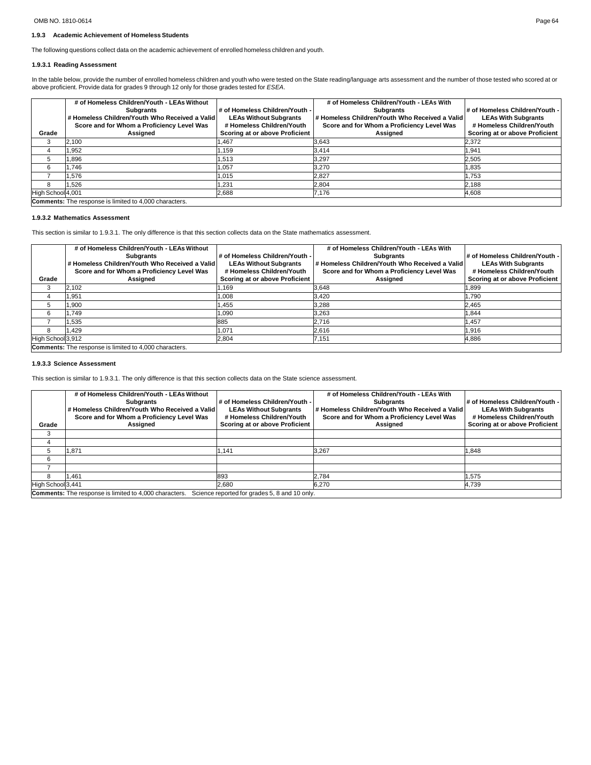### 1.9.3 Academic Achievement of Homeless Students

The following questions collect data on the academic achievement of enrolled homeless children and youth.

#### 1.9.3.1 Reading Assessment

In the table below, provide the number of enrolled homeless children and youth who were tested on the State reading/language arts assessment and the number of those tested who scored at or above proficient. Provide data for grades 9 through 12 only for those grades tested for *ESEA*.

| Grade | # of Homeless Children/Youth - LEAs Without Subgrants # Homeless Children/Youth Who Received a Valid Score and for Whom a Proficiency Level Was Assigned | # of Homeless Children/Youth - LEAs Without Subgrants # Homeless Children/Youth Scoring at or above Proficient | # of Homeless Children/Youth - LEAs With Subgrants # Homeless Children/Youth Who Received a Valid Score and for Whom a Proficiency Level Was Assigned | # of Homeless Children/Youth - LEAs With Subgrants # Homeless Children/Youth Scoring at or above Proficient |
|---|---|---|---|---|
| 3 | 2,100 | 1,467 | 3,643 | 2,372 |
| 4 | 1,952 | 1,159 | 3,414 | 1,941 |
| 5 | 1,896 | 1,513 | 3,297 | 2,505 |
| 6 | 1,746 | 1,057 | 3,270 | 1,835 |
| 7 | 1,576 | 1,015 | 2,827 | 1,753 |
| 8 | 1,526 | 1,231 | 2,804 | 2,188 |
| High School | 4,001 | 2,688 | 7,176 | 4,608 |
| **Comments:** The response is limited to 4,000 characters. | | | | |

#### 1.9.3.2 Mathematics Assessment

This section is similar to 1.9.3.1. The only difference is that this section collects data on the State mathematics assessment.

| Grade | # of Homeless Children/Youth - LEAs Without Subgrants # Homeless Children/Youth Who Received a Valid Score and for Whom a Proficiency Level Was Assigned | # of Homeless Children/Youth - LEAs Without Subgrants # Homeless Children/Youth Scoring at or above Proficient | # of Homeless Children/Youth - LEAs With Subgrants # Homeless Children/Youth Who Received a Valid Score and for Whom a Proficiency Level Was Assigned | # of Homeless Children/Youth - LEAs With Subgrants # Homeless Children/Youth Scoring at or above Proficient |
|---|---|---|---|---|
| 3 | 2,102 | 1,169 | 3,648 | 1,899 |
| 4 | 1,951 | 1,008 | 3,420 | 1,790 |
| 5 | 1,900 | 1,455 | 3,288 | 2,465 |
| 6 | 1,749 | 1,090 | 3,263 | 1,844 |
| 7 | 1,535 | 885 | 2,716 | 1,457 |
| 8 | 1,429 | 1,071 | 2,616 | 1,916 |
| High School | 3,912 | 2,804 | 7,151 | 4,886 |
| **Comments:** The response is limited to 4,000 characters. | | | | |

#### 1.9.3.3 Science Assessment

This section is similar to 1.9.3.1. The only difference is that this section collects data on the State science assessment.

| Grade | # of Homeless Children/Youth - LEAs Without Subgrants # Homeless Children/Youth Who Received a Valid Score and for Whom a Proficiency Level Was Assigned | # of Homeless Children/Youth - LEAs Without Subgrants # Homeless Children/Youth Scoring at or above Proficient | # of Homeless Children/Youth - LEAs With Subgrants # Homeless Children/Youth Who Received a Valid Score and for Whom a Proficiency Level Was Assigned | # of Homeless Children/Youth - LEAs With Subgrants # Homeless Children/Youth Scoring at or above Proficient |
|---|---|---|---|---|
| 3 | | | | |
| 4 | | | | |
| 5 | 1,871 | 1,141 | 3,267 | 1,848 |
| 6 | | | | |
| 7 | | | | |
| 8 | 1,461 | 893 | 2,784 | 1,575 |
| High School | 3,441 | 2,680 | 6,270 | 4,739 |
| **Comments:** The response is limited to 4,000 characters. Science reported for grades 5, 8 and 10 only. | | | | |